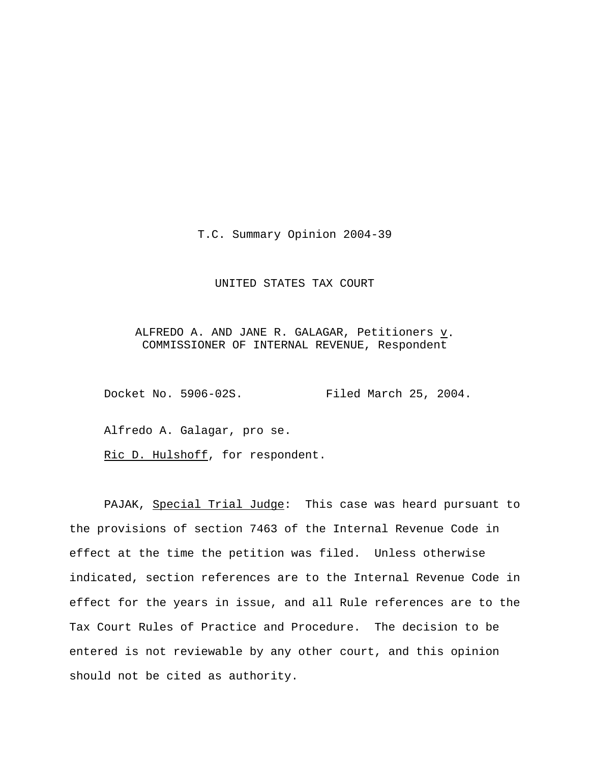T.C. Summary Opinion 2004-39

UNITED STATES TAX COURT

ALFREDO A. AND JANE R. GALAGAR, Petitioners *v*. COMMISSIONER OF INTERNAL REVENUE, Respondent

Docket No. 5906-02S. Filed March 25, 2004.

Alfredo A. Galagar, pro se.

*Ric D. Hulshoff*, for respondent.

PAJAK, *Special Trial Judge*: This case was heard pursuant to the provisions of section 7463 of the Internal Revenue Code in effect at the time the petition was filed. Unless otherwise indicated, section references are to the Internal Revenue Code in effect for the years in issue, and all Rule references are to the Tax Court Rules of Practice and Procedure. The decision to be entered is not reviewable by any other court, and this opinion should not be cited as authority.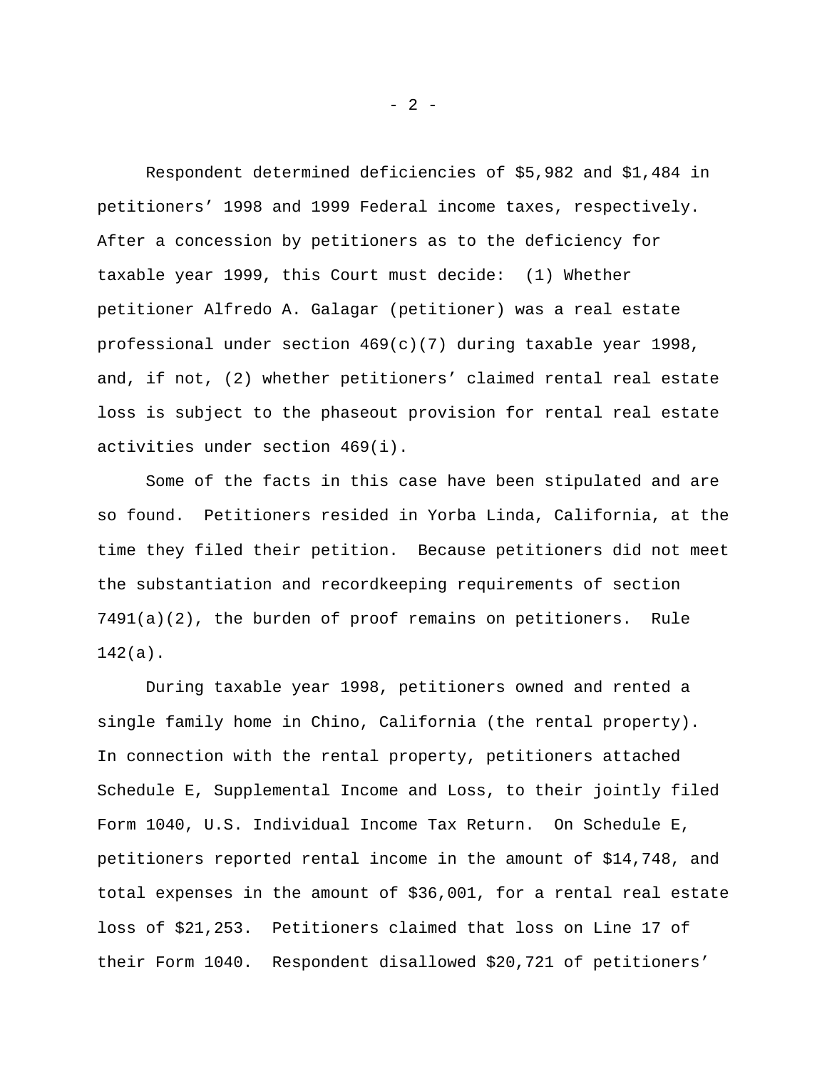Respondent determined deficiencies of $5,982 and $1,484 in petitioners' 1998 and 1999 Federal income taxes, respectively. After a concession by petitioners as to the deficiency for taxable year 1999, this Court must decide: (1) Whether petitioner Alfredo A. Galagar (petitioner) was a real estate professional under section 469(c)(7) during taxable year 1998, and, if not, (2) whether petitioners' claimed rental real estate loss is subject to the phaseout provision for rental real estate activities under section 469(i).

Some of the facts in this case have been stipulated and are so found. Petitioners resided in Yorba Linda, California, at the time they filed their petition. Because petitioners did not meet the substantiation and recordkeeping requirements of section 7491(a)(2), the burden of proof remains on petitioners. Rule 142(a).

During taxable year 1998, petitioners owned and rented a single family home in Chino, California (the rental property). In connection with the rental property, petitioners attached Schedule E, Supplemental Income and Loss, to their jointly filed Form 1040, U.S. Individual Income Tax Return. On Schedule E, petitioners reported rental income in the amount of $14,748, and total expenses in the amount of $36,001, for a rental real estate loss of $21,253. Petitioners claimed that loss on Line 17 of their Form 1040. Respondent disallowed $20,721 of petitioners'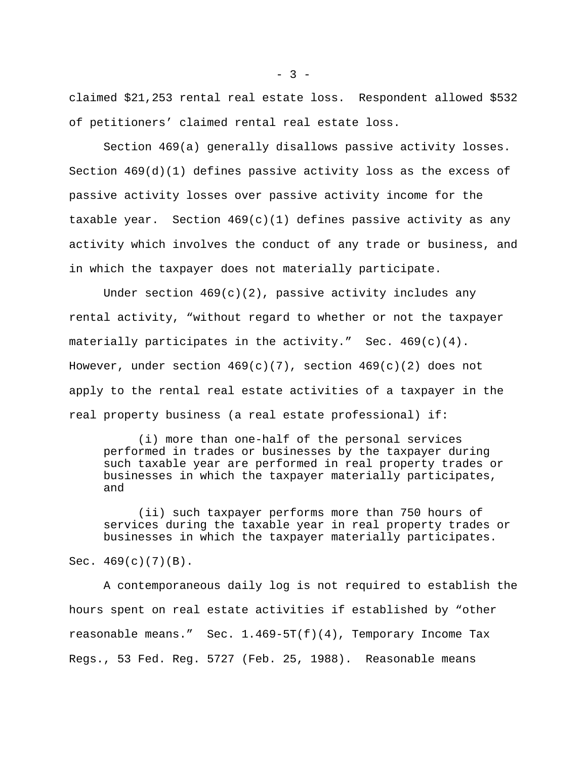claimed $21,253 rental real estate loss. Respondent allowed $532 of petitioners' claimed rental real estate loss.

Section 469(a) generally disallows passive activity losses. Section 469(d)(1) defines passive activity loss as the excess of passive activity losses over passive activity income for the taxable year. Section 469(c)(1) defines passive activity as any activity which involves the conduct of any trade or business, and in which the taxpayer does not materially participate.

Under section 469(c)(2), passive activity includes any rental activity, "without regard to whether or not the taxpayer materially participates in the activity." Sec. 469(c)(4). However, under section 469(c)(7), section 469(c)(2) does not apply to the rental real estate activities of a taxpayer in the real property business (a real estate professional) if:

> (i) more than one-half of the personal services performed in trades or businesses by the taxpayer during such taxable year are performed in real property trades or businesses in which the taxpayer materially participates, and
>
> (ii) such taxpayer performs more than 750 hours of services during the taxable year in real property trades or businesses in which the taxpayer materially participates.

Sec. 469(c)(7)(B).

A contemporaneous daily log is not required to establish the hours spent on real estate activities if established by "other reasonable means." Sec. 1.469-5T(f)(4), Temporary Income Tax Regs., 53 Fed. Reg. 5727 (Feb. 25, 1988). Reasonable means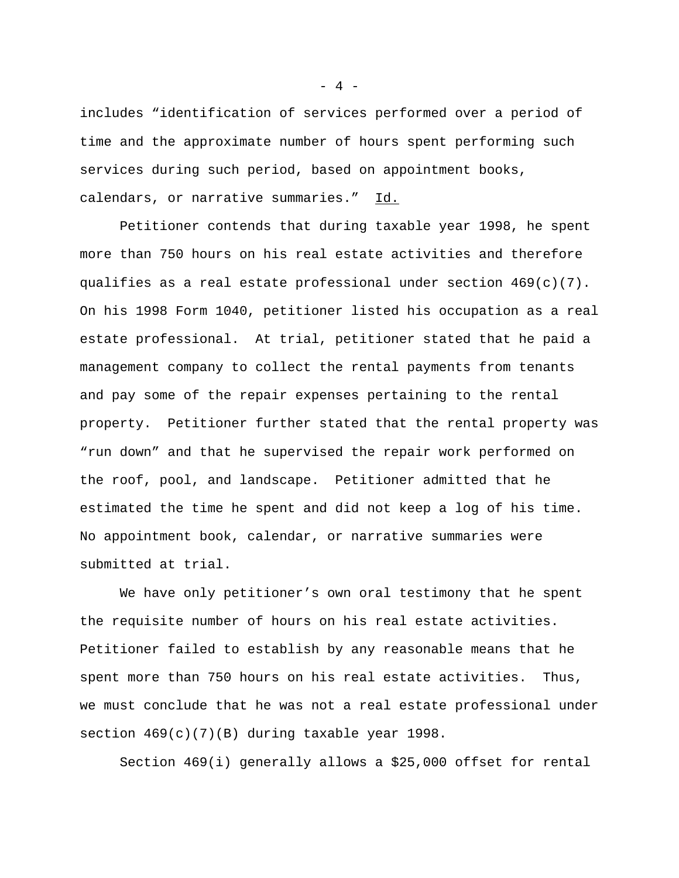includes “identification of services performed over a period of time and the approximate number of hours spent performing such services during such period, based on appointment books, calendars, or narrative summaries.” Id.

Petitioner contends that during taxable year 1998, he spent more than 750 hours on his real estate activities and therefore qualifies as a real estate professional under section 469(c)(7). On his 1998 Form 1040, petitioner listed his occupation as a real estate professional. At trial, petitioner stated that he paid a management company to collect the rental payments from tenants and pay some of the repair expenses pertaining to the rental property. Petitioner further stated that the rental property was “run down” and that he supervised the repair work performed on the roof, pool, and landscape. Petitioner admitted that he estimated the time he spent and did not keep a log of his time. No appointment book, calendar, or narrative summaries were submitted at trial.

We have only petitioner’s own oral testimony that he spent the requisite number of hours on his real estate activities. Petitioner failed to establish by any reasonable means that he spent more than 750 hours on his real estate activities. Thus, we must conclude that he was not a real estate professional under section 469(c)(7)(B) during taxable year 1998.

Section 469(i) generally allows a $25,000 offset for rental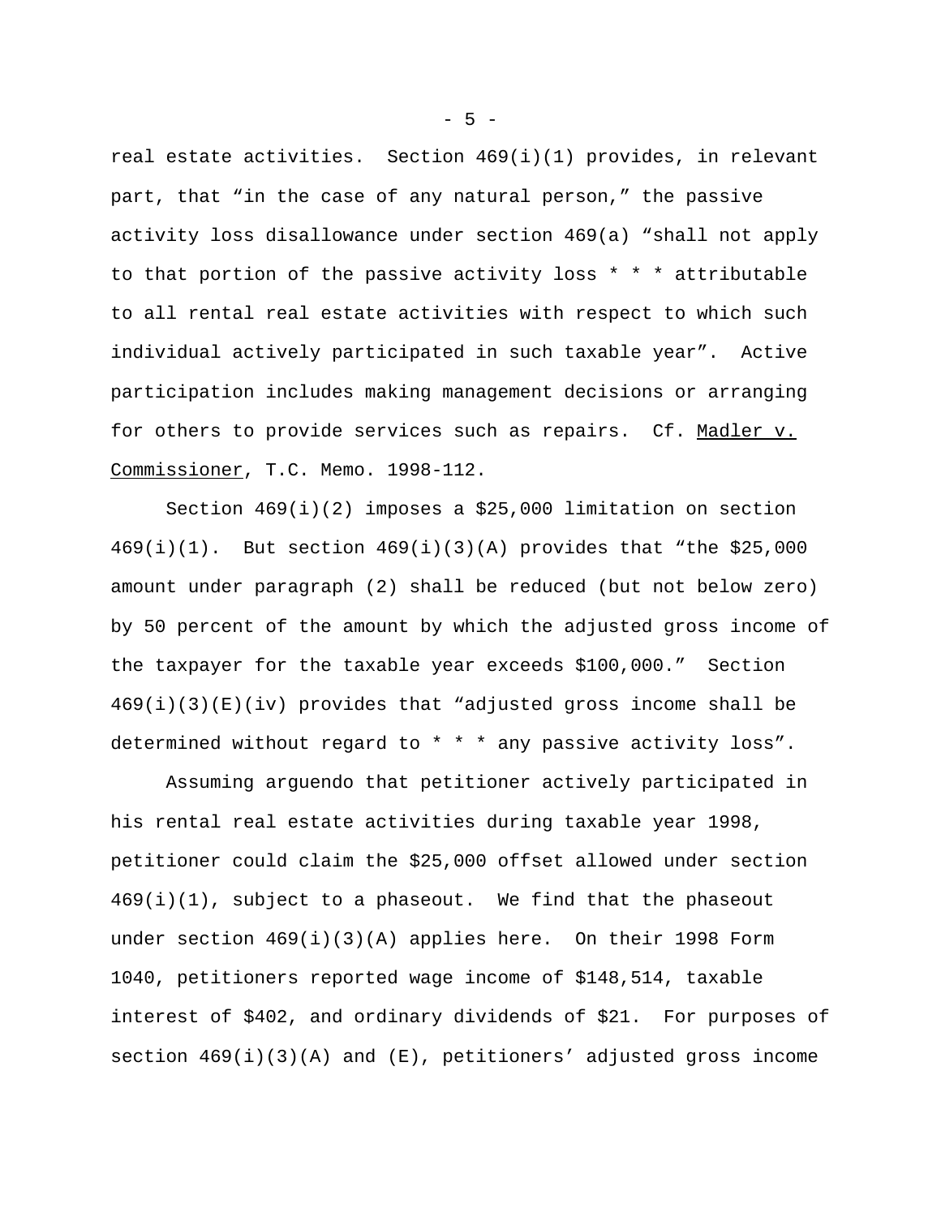real estate activities. Section 469(i)(1) provides, in relevant part, that "in the case of any natural person," the passive activity loss disallowance under section 469(a) "shall not apply to that portion of the passive activity loss * * * attributable to all rental real estate activities with respect to which such individual actively participated in such taxable year". Active participation includes making management decisions or arranging for others to provide services such as repairs. Cf. Madler v. Commissioner, T.C. Memo. 1998-112.

Section 469(i)(2) imposes a $25,000 limitation on section 469(i)(1). But section 469(i)(3)(A) provides that "the $25,000 amount under paragraph (2) shall be reduced (but not below zero) by 50 percent of the amount by which the adjusted gross income of the taxpayer for the taxable year exceeds $100,000." Section 469(i)(3)(E)(iv) provides that "adjusted gross income shall be determined without regard to * * * any passive activity loss".

Assuming arguendo that petitioner actively participated in his rental real estate activities during taxable year 1998, petitioner could claim the $25,000 offset allowed under section 469(i)(1), subject to a phaseout. We find that the phaseout under section 469(i)(3)(A) applies here. On their 1998 Form 1040, petitioners reported wage income of $148,514, taxable interest of $402, and ordinary dividends of $21. For purposes of section 469(i)(3)(A) and (E), petitioners' adjusted gross income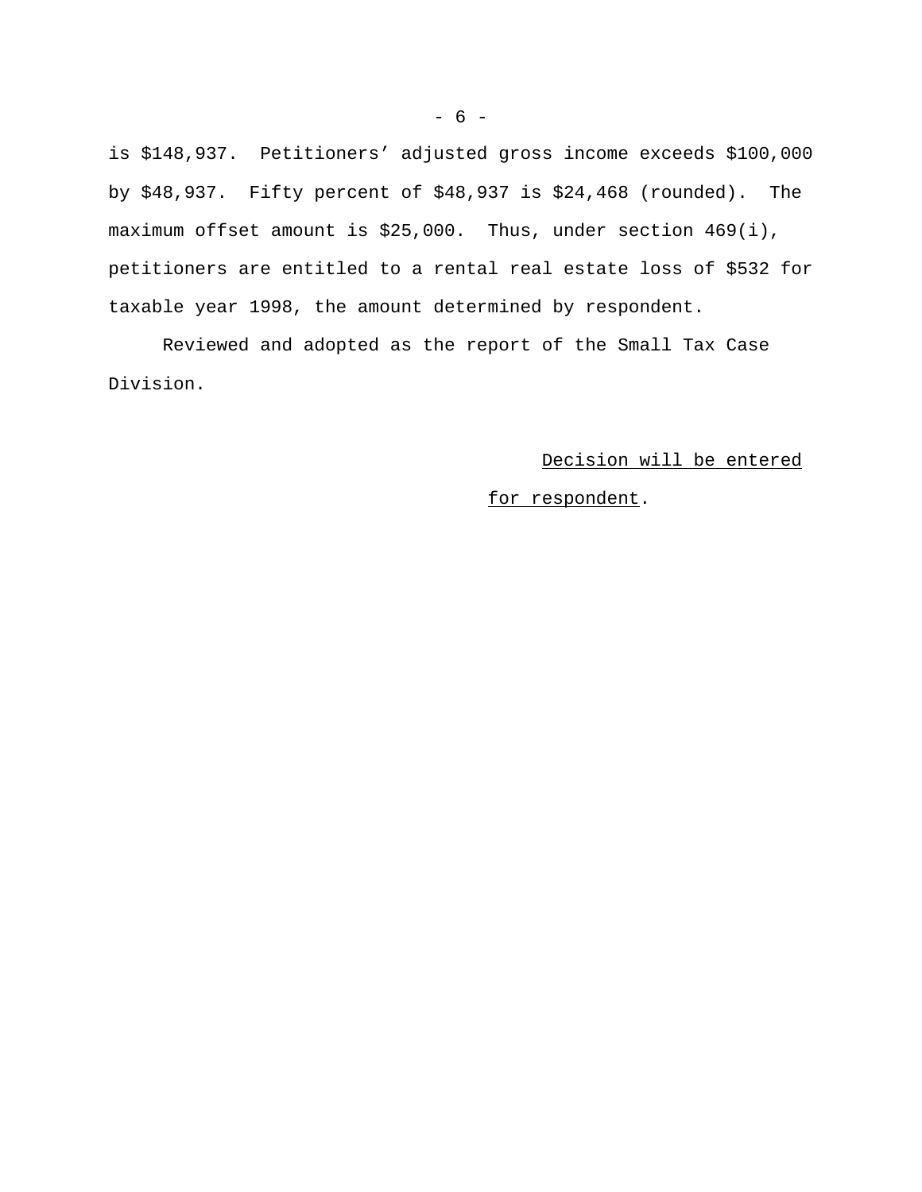is $148,937. Petitioners' adjusted gross income exceeds $100,000 by $48,937. Fifty percent of $48,937 is $24,468 (rounded). The maximum offset amount is $25,000. Thus, under section 469(i), petitioners are entitled to a rental real estate loss of $532 for taxable year 1998, the amount determined by respondent.

Reviewed and adopted as the report of the Small Tax Case Division.

Decision will be entered for respondent.